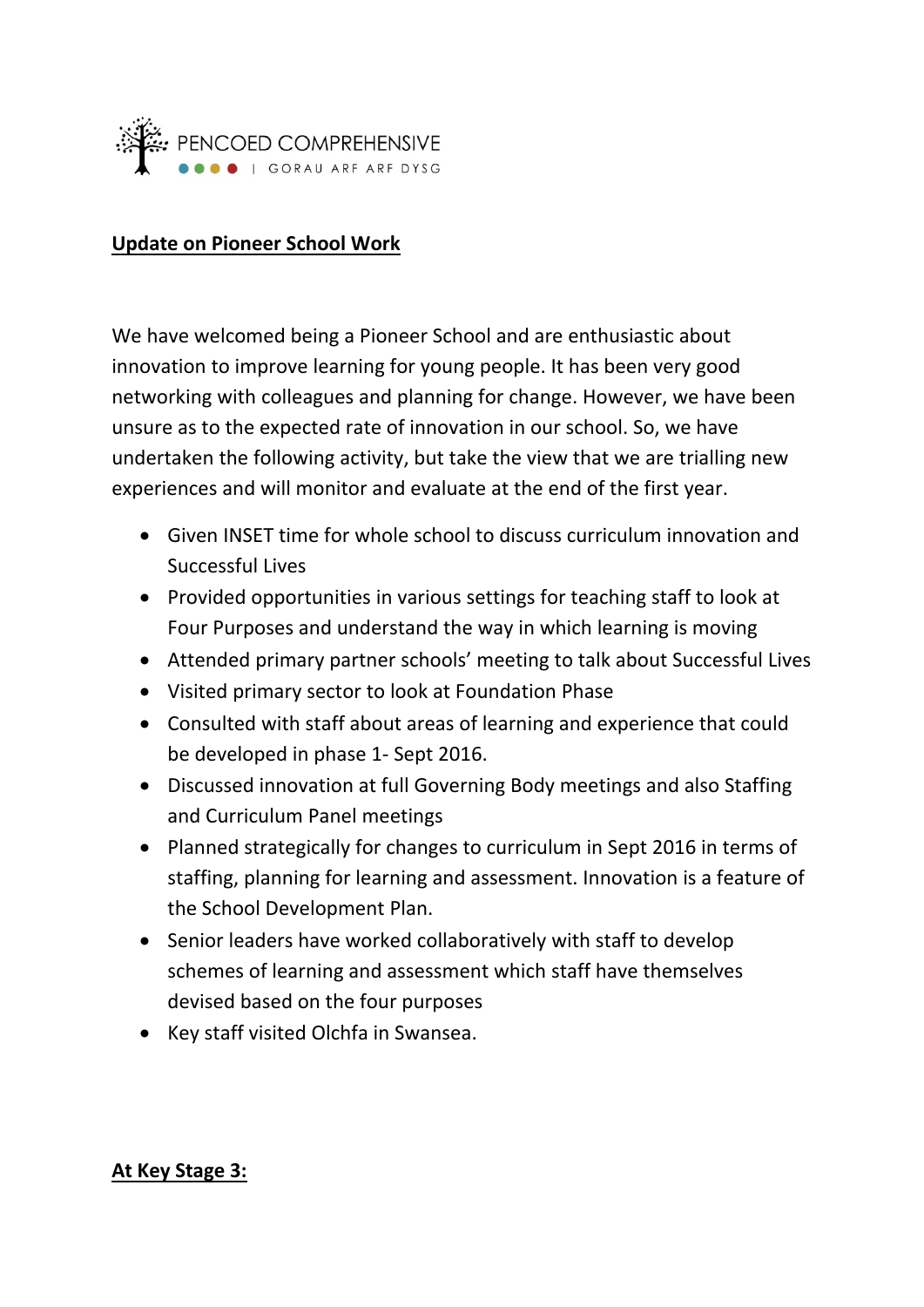PENCOED COMPREHENSIVE | GORAU ARF ARF DYSG

**Update on Pioneer School Work**

We have welcomed being a Pioneer School and are enthusiastic about innovation to improve learning for young people. It has been very good networking with colleagues and planning for change. However, we have been unsure as to the expected rate of innovation in our school. So, we have undertaken the following activity, but take the view that we are trialling new experiences and will monitor and evaluate at the end of the first year.

- Given INSET time for whole school to discuss curriculum innovation and Successful Lives
- Provided opportunities in various settings for teaching staff to look at Four Purposes and understand the way in which learning is moving
- Attended primary partner schools' meeting to talk about Successful Lives
- Visited primary sector to look at Foundation Phase
- Consulted with staff about areas of learning and experience that could be developed in phase 1- Sept 2016.
- Discussed innovation at full Governing Body meetings and also Staffing and Curriculum Panel meetings
- Planned strategically for changes to curriculum in Sept 2016 in terms of staffing, planning for learning and assessment. Innovation is a feature of the School Development Plan.
- Senior leaders have worked collaboratively with staff to develop schemes of learning and assessment which staff have themselves devised based on the four purposes
- Key staff visited Olchfa in Swansea.

**At Key Stage 3:**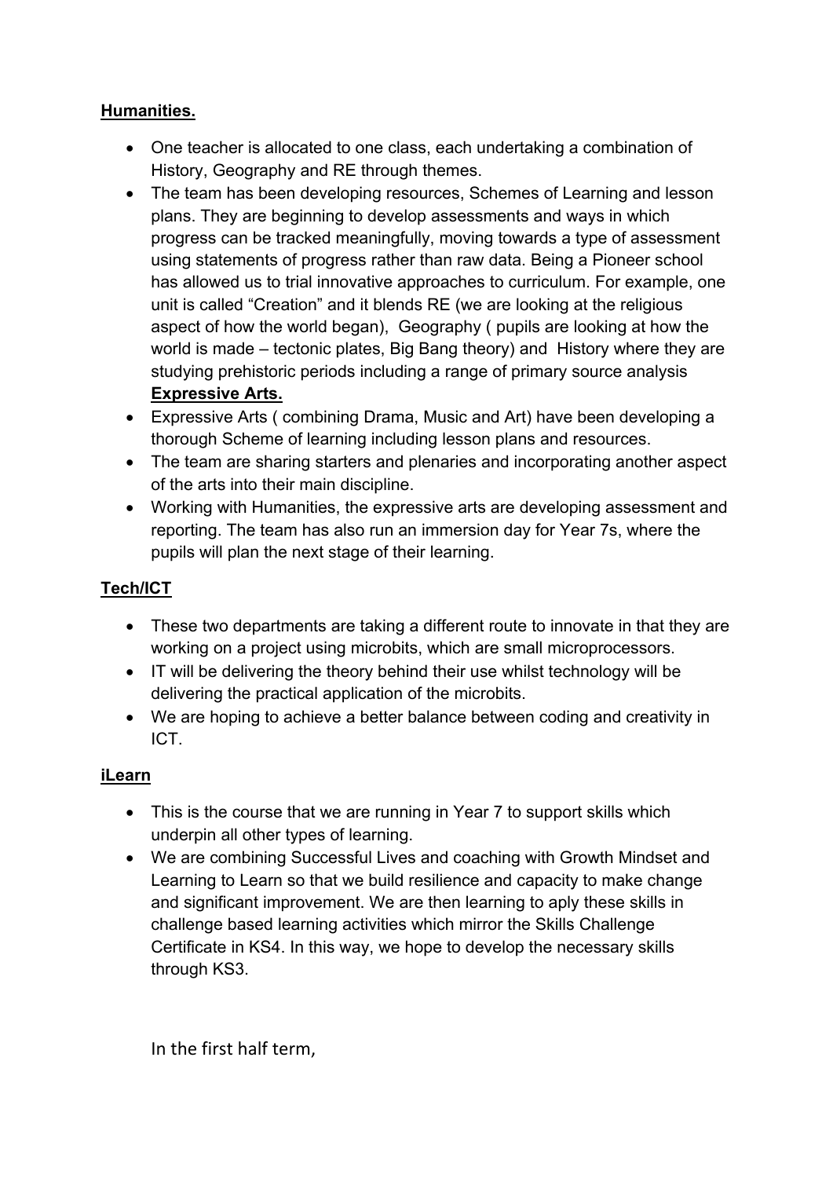**Humanities.**

- One teacher is allocated to one class, each undertaking a combination of History, Geography and RE through themes.
- The team has been developing resources, Schemes of Learning and lesson plans. They are beginning to develop assessments and ways in which progress can be tracked meaningfully, moving towards a type of assessment using statements of progress rather than raw data. Being a Pioneer school has allowed us to trial innovative approaches to curriculum. For example, one unit is called "Creation" and it blends RE (we are looking at the religious aspect of how the world began), Geography ( pupils are looking at how the world is made – tectonic plates, Big Bang theory) and History where they are studying prehistoric periods including a range of primary source analysis

**Expressive Arts.**

- Expressive Arts ( combining Drama, Music and Art) have been developing a thorough Scheme of learning including lesson plans and resources.
- The team are sharing starters and plenaries and incorporating another aspect of the arts into their main discipline.
- Working with Humanities, the expressive arts are developing assessment and reporting. The team has also run an immersion day for Year 7s, where the pupils will plan the next stage of their learning.

**Tech/ICT**

- These two departments are taking a different route to innovate in that they are working on a project using microbits, which are small microprocessors.
- IT will be delivering the theory behind their use whilst technology will be delivering the practical application of the microbits.
- We are hoping to achieve a better balance between coding and creativity in ICT.

**iLearn**

- This is the course that we are running in Year 7 to support skills which underpin all other types of learning.
- We are combining Successful Lives and coaching with Growth Mindset and Learning to Learn so that we build resilience and capacity to make change and significant improvement. We are then learning to aply these skills in challenge based learning activities which mirror the Skills Challenge Certificate in KS4. In this way, we hope to develop the necessary skills through KS3.

In the first half term,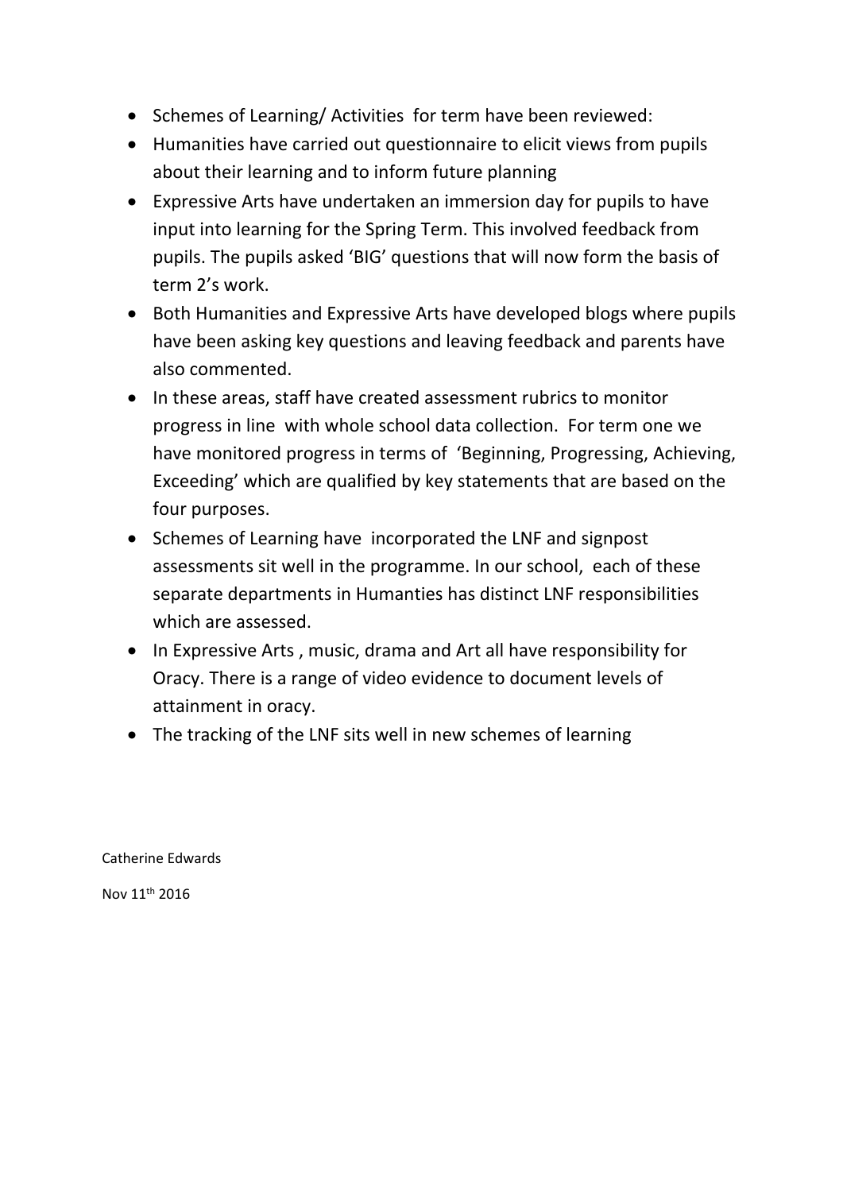- Schemes of Learning/ Activities for term have been reviewed:
- Humanities have carried out questionnaire to elicit views from pupils about their learning and to inform future planning
- Expressive Arts have undertaken an immersion day for pupils to have input into learning for the Spring Term. This involved feedback from pupils. The pupils asked 'BIG' questions that will now form the basis of term 2's work.
- Both Humanities and Expressive Arts have developed blogs where pupils have been asking key questions and leaving feedback and parents have also commented.
- In these areas, staff have created assessment rubrics to monitor progress in line with whole school data collection. For term one we have monitored progress in terms of 'Beginning, Progressing, Achieving, Exceeding' which are qualified by key statements that are based on the four purposes.
- Schemes of Learning have incorporated the LNF and signpost assessments sit well in the programme. In our school, each of these separate departments in Humanties has distinct LNF responsibilities which are assessed.
- In Expressive Arts , music, drama and Art all have responsibility for Oracy. There is a range of video evidence to document levels of attainment in oracy.
- The tracking of the LNF sits well in new schemes of learning

Catherine Edwards

Nov 11th 2016